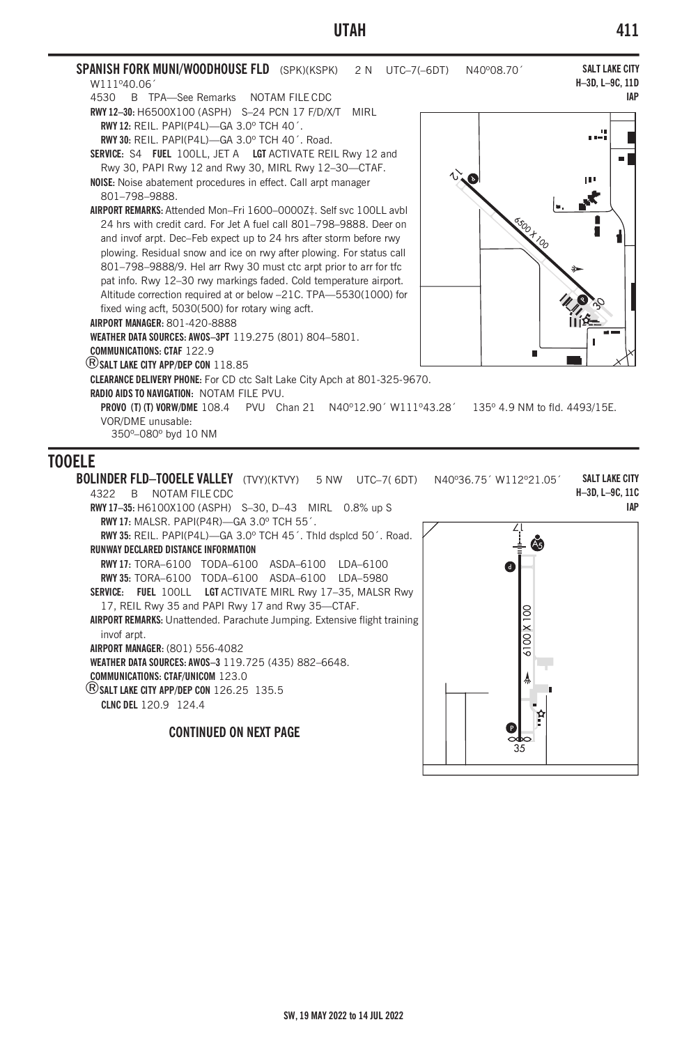**SPANISH FORK MUNI/WOODHOUSE FLD** (SPK)(KSPK) 2 N UTC–7(–6DT) N40°08.70´ W111°40.06´

**SALT LAKE CITY**
**H–3D, L–9C, 11D**
**IAP**

4530 B TPA—See Remarks NOTAM FILE CDC

**RWY 12–30:** H6500X100 (ASPH) S–24 PCN 17 F/D/X/T MIRL

**RWY 12:** REIL. PAPI(P4L)—GA 3.0° TCH 40´.

**RWY 30:** REIL. PAPI(P4L)—GA 3.0° TCH 40´. Road.

**SERVICE:** S4 **FUEL** 100LL, JET A **LGT** ACTIVATE REIL Rwy 12 and Rwy 30, PAPI Rwy 12 and Rwy 30, MIRL Rwy 12–30—CTAF.

**NOISE:** Noise abatement procedures in effect. Call arpt manager 801–798–9888.

**AIRPORT REMARKS:** Attended Mon–Fri 1600–0000Z‡. Self svc 100LL avbl 24 hrs with credit card. For Jet A fuel call 801–798–9888. Deer on and invof arpt. Dec–Feb expect up to 24 hrs after storm before rwy plowing. Residual snow and ice on rwy after plowing. For status call 801–798–9888/9. Hel arr Rwy 30 must ctc arpt prior to arr for tfc pat info. Rwy 12–30 rwy markings faded. Cold temperature airport. Altitude correction required at or below –21C. TPA—5530(1000) for fixed wing acft, 5030(500) for rotary wing acft.

**AIRPORT MANAGER:** 801-420-8888

**WEATHER DATA SOURCES: AWOS–3PT** 119.275 (801) 804–5801.

**COMMUNICATIONS: CTAF** 122.9

®**SALT LAKE CITY APP/DEP CON** 118.85

**CLEARANCE DELIVERY PHONE:** For CD ctc Salt Lake City Apch at 801-325-9670.

**RADIO AIDS TO NAVIGATION:** NOTAM FILE PVU.

**PROVO (T) (T) VORW/DME** 108.4 PVU Chan 21 N40°12.90´ W111°43.28´ 135° 4.9 NM to fld. 4493/15E.
VOR/DME unusable:
350°–080° byd 10 NM

## TOOELE

**BOLINDER FLD–TOOELE VALLEY** (TVY)(KTVY) 5 NW UTC–7(–6DT) N40°36.75´ W112°21.05´

**SALT LAKE CITY**
**H–3D, L–9C, 11C**
**IAP**

4322 B NOTAM FILE CDC

**RWY 17–35:** H6100X100 (ASPH) S–30, D–43 MIRL 0.8% up S

**RWY 17:** MALSR. PAPI(P4R)—GA 3.0° TCH 55´.

**RWY 35:** REIL. PAPI(P4L)—GA 3.0° TCH 45´. Thld dsplcd 50´. Road.

**RUNWAY DECLARED DISTANCE INFORMATION**

**RWY 17:** TORA–6100 TODA–6100 ASDA–6100 LDA–6100

**RWY 35:** TORA–6100 TODA–6100 ASDA–6100 LDA–5980

**SERVICE:** **FUEL** 100LL **LGT** ACTIVATE MIRL Rwy 17–35, MALSR Rwy 17, REIL Rwy 35 and PAPI Rwy 17 and Rwy 35—CTAF.

**AIRPORT REMARKS:** Unattended. Parachute Jumping. Extensive flight training invof arpt.

**AIRPORT MANAGER:** (801) 556-4082

**WEATHER DATA SOURCES: AWOS–3** 119.725 (435) 882–6648.

**COMMUNICATIONS: CTAF/UNICOM** 123.0

®**SALT LAKE CITY APP/DEP CON** 126.25 135.5

**CLNC DEL** 120.9 124.4

**CONTINUED ON NEXT PAGE**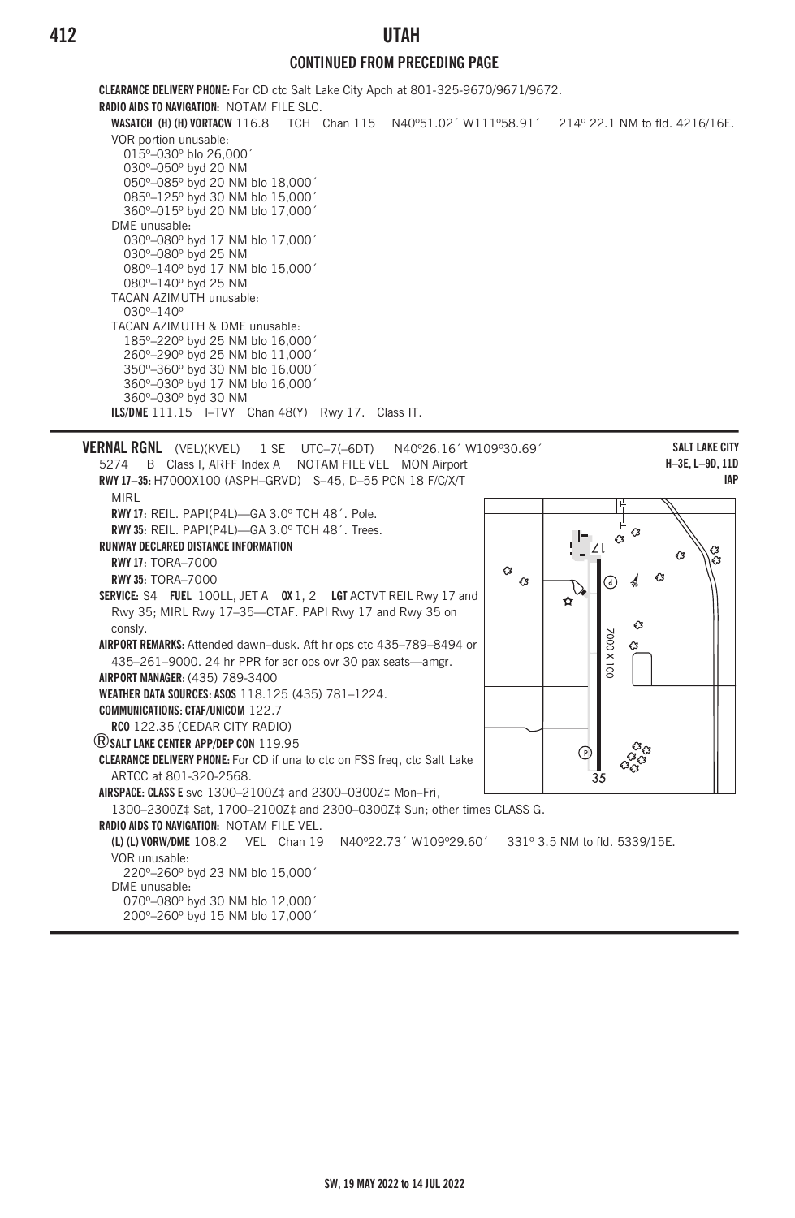## CONTINUED FROM PRECEDING PAGE

**CLEARANCE DELIVERY PHONE:** For CD ctc Salt Lake City Apch at 801-325-9670/9671/9672.

**RADIO AIDS TO NAVIGATION:** NOTAM FILE SLC.

**WASATCH (H) (H) VORTACW** 116.8 TCH Chan 115 N40º51.02´ W111º58.91´ 214º 22.1 NM to fld. 4216/16E.

VOR portion unusable:
- 015º–030º blo 26,000´
- 030º–050º byd 20 NM
- 050º–085º byd 20 NM blo 18,000´
- 085º–125º byd 30 NM blo 15,000´
- 360º–015º byd 20 NM blo 17,000´

DME unusable:
- 030º–080º byd 17 NM blo 17,000´
- 030º–080º byd 25 NM
- 080º–140º byd 17 NM blo 15,000´
- 080º–140º byd 25 NM

TACAN AZIMUTH unusable:
- 030º–140º

TACAN AZIMUTH & DME unusable:
- 185º–220º byd 25 NM blo 16,000´
- 260º–290º byd 25 NM blo 11,000´
- 350º–360º byd 30 NM blo 16,000´
- 360º–030º byd 17 NM blo 16,000´
- 360º–030º byd 30 NM

**ILS/DME** 111.15 I–TVY Chan 48(Y) Rwy 17. Class IT.

---

**VERNAL RGNL** (VEL)(KVEL) 1 SE UTC–7(–6DT) N40º26.16´ W109º30.69´ — **SALT LAKE CITY**, **H–3E, L–9D, 11D**, **IAP**

5274 B Class I, ARFF Index A NOTAM FILE VEL MON Airport

**RWY 17–35:** H7000X100 (ASPH–GRVD) S–45, D–55 PCN 18 F/C/X/T MIRL

**RWY 17:** REIL. PAPI(P4L)—GA 3.0º TCH 48´. Pole.

**RWY 35:** REIL. PAPI(P4L)—GA 3.0º TCH 48´. Trees.

**RUNWAY DECLARED DISTANCE INFORMATION**

**RWY 17:** TORA–7000

**RWY 35:** TORA–7000

**SERVICE:** S4 **FUEL** 100LL, JET A **OX** 1, 2 **LGT** ACTVT REIL Rwy 17 and Rwy 35; MIRL Rwy 17–35—CTAF. PAPI Rwy 17 and Rwy 35 on consly.

**AIRPORT REMARKS:** Attended dawn–dusk. Aft hr ops ctc 435–789–8494 or 435–261–9000. 24 hr PPR for acr ops ovr 30 pax seats—amgr.

**AIRPORT MANAGER:** (435) 789-3400

**WEATHER DATA SOURCES: ASOS** 118.125 (435) 781–1224.

**COMMUNICATIONS: CTAF/UNICOM** 122.7

**RCO** 122.35 (CEDAR CITY RADIO)

®**SALT LAKE CENTER APP/DEP CON** 119.95

**CLEARANCE DELIVERY PHONE:** For CD if una to ctc on FSS freq, ctc Salt Lake ARTCC at 801-320-2568.

**AIRSPACE: CLASS E** svc 1300–2100Z‡ and 2300–0300Z‡ Mon–Fri, 1300–2300Z‡ Sat, 1700–2100Z‡ and 2300–0300Z‡ Sun; other times CLASS G.

**RADIO AIDS TO NAVIGATION:** NOTAM FILE VEL.

**(L) (L) VORW/DME** 108.2 VEL Chan 19 N40º22.73´ W109º29.60´ 331º 3.5 NM to fld. 5339/15E.

VOR unusable:
- 220º–260º byd 23 NM blo 15,000´

DME unusable:
- 070º–080º byd 30 NM blo 12,000´
- 200º–260º byd 15 NM blo 17,000´

17

7000 X 100

35